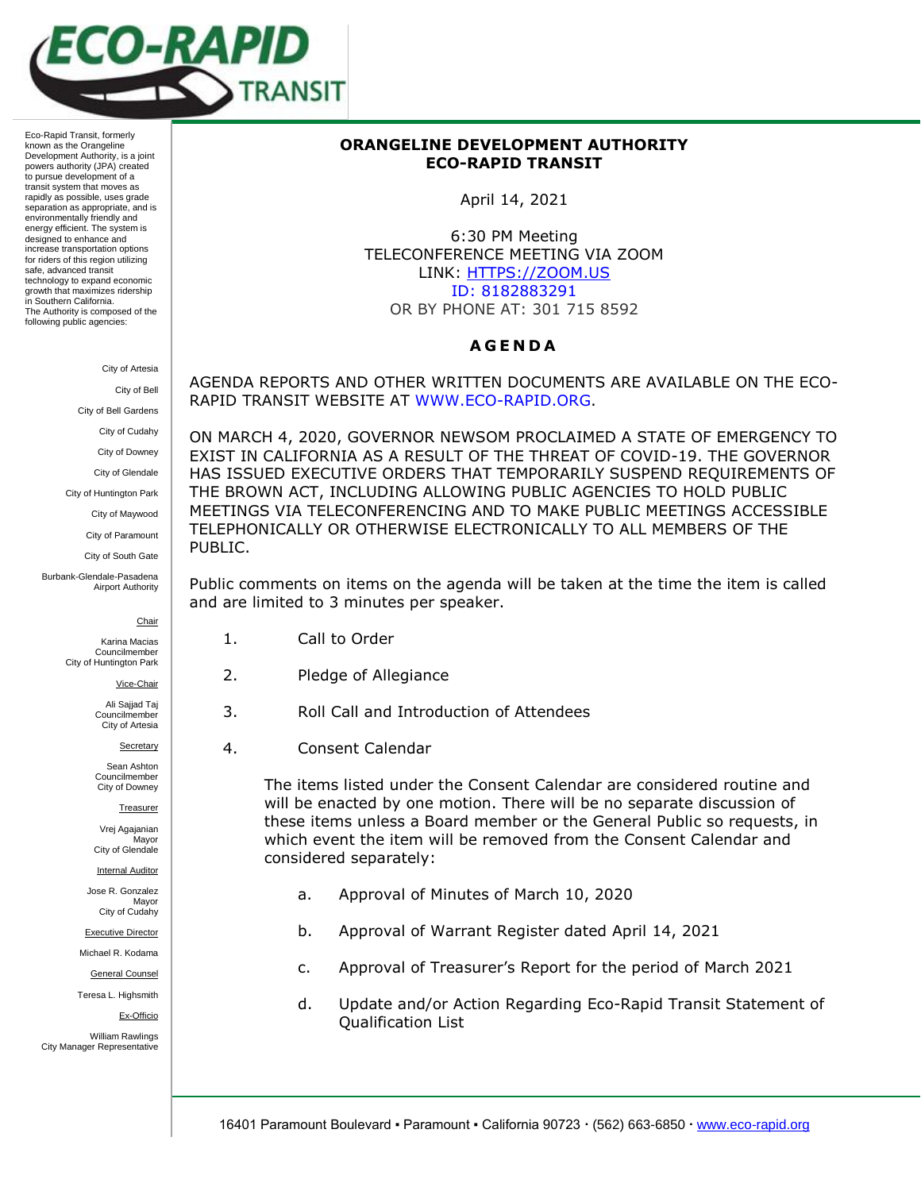ECO-RAPID TRANSIT

Eco-Rapid Transit, formerly known as the Orangeline Development Authority, is a joint powers authority (JPA) created to pursue development of a transit system that moves as rapidly as possible, uses grade separation as appropriate, and is environmentally friendly and energy efficient. The system is designed to enhance and increase transportation options for riders of this region utilizing safe, advanced transit technology to expand economic growth that maximizes ridership in Southern California.
The Authority is composed of the following public agencies:

City of Artesia
City of Bell
City of Bell Gardens
City of Cudahy
City of Downey
City of Glendale
City of Huntington Park
City of Maywood
City of Paramount
City of South Gate
Burbank-Glendale-Pasadena Airport Authority

Chair
Karina Macias
Councilmember
City of Huntington Park

Vice-Chair
Ali Sajjad Taj
Councilmember
City of Artesia

Secretary
Sean Ashton
Councilmember
City of Downey

Treasurer
Vrej Agajanian
Mayor
City of Glendale

Internal Auditor
Jose R. Gonzalez
Mayor
City of Cudahy

Executive Director
Michael R. Kodama

General Counsel
Teresa L. Highsmith

Ex-Officio
William Rawlings
City Manager Representative

**ORANGELINE DEVELOPMENT AUTHORITY**
**ECO-RAPID TRANSIT**

April 14, 2021

6:30 PM Meeting
TELECONFERENCE MEETING VIA ZOOM
LINK: HTTPS://ZOOM.US
ID: 8182883291
OR BY PHONE AT: 301 715 8592

## AGENDA

AGENDA REPORTS AND OTHER WRITTEN DOCUMENTS ARE AVAILABLE ON THE ECO-RAPID TRANSIT WEBSITE AT WWW.ECO-RAPID.ORG.

ON MARCH 4, 2020, GOVERNOR NEWSOM PROCLAIMED A STATE OF EMERGENCY TO EXIST IN CALIFORNIA AS A RESULT OF THE THREAT OF COVID-19. THE GOVERNOR HAS ISSUED EXECUTIVE ORDERS THAT TEMPORARILY SUSPEND REQUIREMENTS OF THE BROWN ACT, INCLUDING ALLOWING PUBLIC AGENCIES TO HOLD PUBLIC MEETINGS VIA TELECONFERENCING AND TO MAKE PUBLIC MEETINGS ACCESSIBLE TELEPHONICALLY OR OTHERWISE ELECTRONICALLY TO ALL MEMBERS OF THE PUBLIC.

Public comments on items on the agenda will be taken at the time the item is called and are limited to 3 minutes per speaker.

1. Call to Order

2. Pledge of Allegiance

3. Roll Call and Introduction of Attendees

4. Consent Calendar

   The items listed under the Consent Calendar are considered routine and will be enacted by one motion. There will be no separate discussion of these items unless a Board member or the General Public so requests, in which event the item will be removed from the Consent Calendar and considered separately:

   a. Approval of Minutes of March 10, 2020

   b. Approval of Warrant Register dated April 14, 2021

   c. Approval of Treasurer's Report for the period of March 2021

   d. Update and/or Action Regarding Eco-Rapid Transit Statement of Qualification List

16401 Paramount Boulevard ▪ Paramount ▪ California 90723 · (562) 663-6850 · www.eco-rapid.org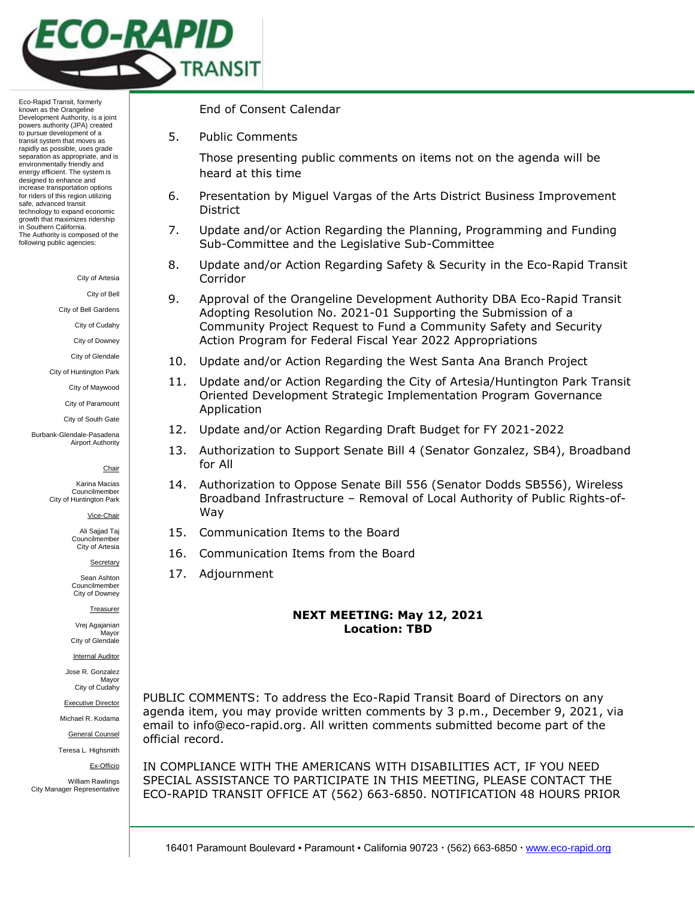Eco-Rapid Transit, formerly known as the Orangeline Development Authority, is a joint powers authority (JPA) created to pursue development of a transit system that moves as rapidly as possible, uses grade separation as appropriate, and is environmentally friendly and energy efficient. The system is designed to enhance and increase transportation options for riders of this region utilizing safe, advanced transit technology to expand economic growth that maximizes ridership in Southern California.
The Authority is composed of the following public agencies:

City of Artesia
City of Bell
City of Bell Gardens
City of Cudahy
City of Downey
City of Glendale
City of Huntington Park
City of Maywood
City of Paramount
City of South Gate
Burbank-Glendale-Pasadena Airport Authority

Chair
Karina Macias
Councilmember
City of Huntington Park

Vice-Chair
Ali Sajjad Taj
Councilmember
City of Artesia

Secretary
Sean Ashton
Councilmember
City of Downey

Treasurer
Vrej Agajanian
Mayor
City of Glendale

Internal Auditor
Jose R. Gonzalez
Mayor
City of Cudahy

Executive Director
Michael R. Kodama

General Counsel
Teresa L. Highsmith

Ex-Officio
William Rawlings
City Manager Representative

End of Consent Calendar

5. Public Comments

   Those presenting public comments on items not on the agenda will be heard at this time

6. Presentation by Miguel Vargas of the Arts District Business Improvement District
7. Update and/or Action Regarding the Planning, Programming and Funding Sub-Committee and the Legislative Sub-Committee
8. Update and/or Action Regarding Safety & Security in the Eco-Rapid Transit Corridor
9. Approval of the Orangeline Development Authority DBA Eco-Rapid Transit Adopting Resolution No. 2021-01 Supporting the Submission of a Community Project Request to Fund a Community Safety and Security Action Program for Federal Fiscal Year 2022 Appropriations
10. Update and/or Action Regarding the West Santa Ana Branch Project
11. Update and/or Action Regarding the City of Artesia/Huntington Park Transit Oriented Development Strategic Implementation Program Governance Application
12. Update and/or Action Regarding Draft Budget for FY 2021-2022
13. Authorization to Support Senate Bill 4 (Senator Gonzalez, SB4), Broadband for All
14. Authorization to Oppose Senate Bill 556 (Senator Dodds SB556), Wireless Broadband Infrastructure – Removal of Local Authority of Public Rights-of-Way
15. Communication Items to the Board
16. Communication Items from the Board
17. Adjournment

**NEXT MEETING: May 12, 2021**
**Location: TBD**

PUBLIC COMMENTS: To address the Eco-Rapid Transit Board of Directors on any agenda item, you may provide written comments by 3 p.m., December 9, 2021, via email to info@eco-rapid.org. All written comments submitted become part of the official record.

IN COMPLIANCE WITH THE AMERICANS WITH DISABILITIES ACT, IF YOU NEED SPECIAL ASSISTANCE TO PARTICIPATE IN THIS MEETING, PLEASE CONTACT THE ECO-RAPID TRANSIT OFFICE AT (562) 663-6850. NOTIFICATION 48 HOURS PRIOR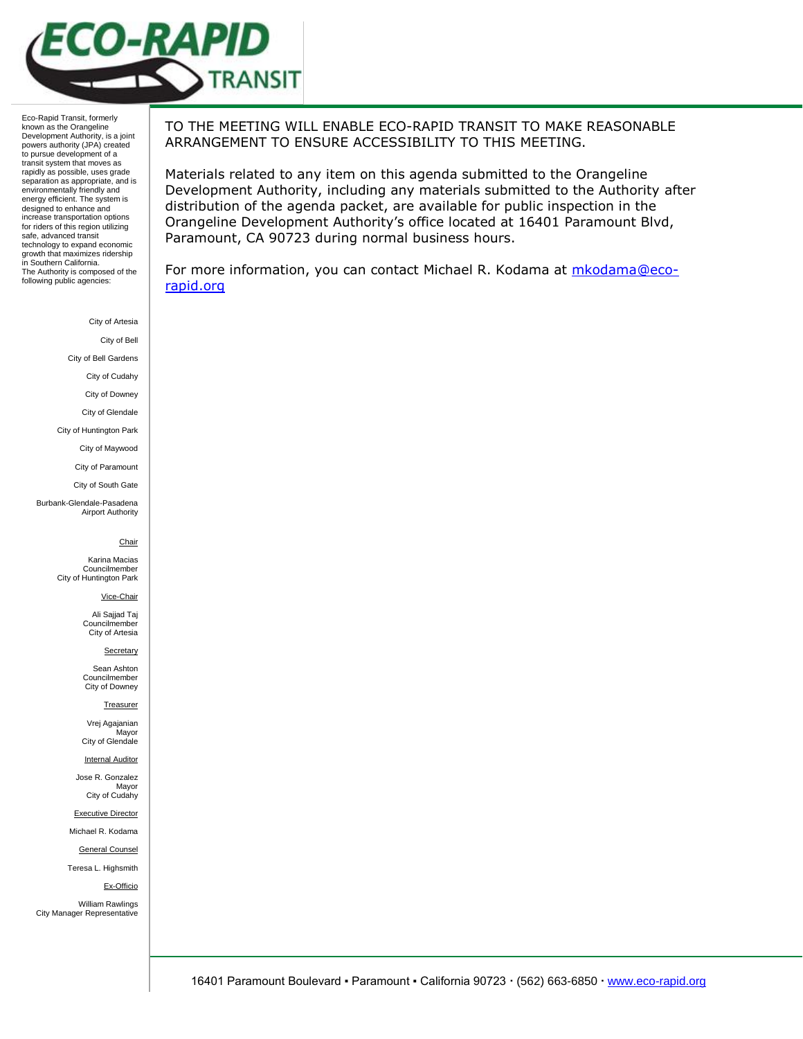Eco-Rapid Transit, formerly known as the Orangeline Development Authority, is a joint powers authority (JPA) created to pursue development of a transit system that moves as rapidly as possible, uses grade separation as appropriate, and is environmentally friendly and energy efficient. The system is designed to enhance and increase transportation options for riders of this region utilizing safe, advanced transit technology to expand economic growth that maximizes ridership in Southern California. The Authority is composed of the following public agencies:

City of Artesia

City of Bell

City of Bell Gardens

City of Cudahy

City of Downey

City of Glendale

City of Huntington Park

City of Maywood

City of Paramount

City of South Gate

Burbank-Glendale-Pasadena Airport Authority

Chair

Karina Macias
Councilmember
City of Huntington Park

Vice-Chair

Ali Sajjad Taj
Councilmember
City of Artesia

Secretary

Sean Ashton
Councilmember
City of Downey

Treasurer

Vrej Agajanian
Mayor
City of Glendale

Internal Auditor

Jose R. Gonzalez
Mayor
City of Cudahy

Executive Director

Michael R. Kodama

General Counsel

Teresa L. Highsmith

Ex-Officio

William Rawlings
City Manager Representative

TO THE MEETING WILL ENABLE ECO-RAPID TRANSIT TO MAKE REASONABLE ARRANGEMENT TO ENSURE ACCESSIBILITY TO THIS MEETING.

Materials related to any item on this agenda submitted to the Orangeline Development Authority, including any materials submitted to the Authority after distribution of the agenda packet, are available for public inspection in the Orangeline Development Authority's office located at 16401 Paramount Blvd, Paramount, CA 90723 during normal business hours.

For more information, you can contact Michael R. Kodama at [mkodama@eco-rapid.org](mailto:mkodama@eco-rapid.org)

16401 Paramount Boulevard ▪ Paramount ▪ California 90723 · (562) 663-6850 · [www.eco-rapid.org](http://www.eco-rapid.org)